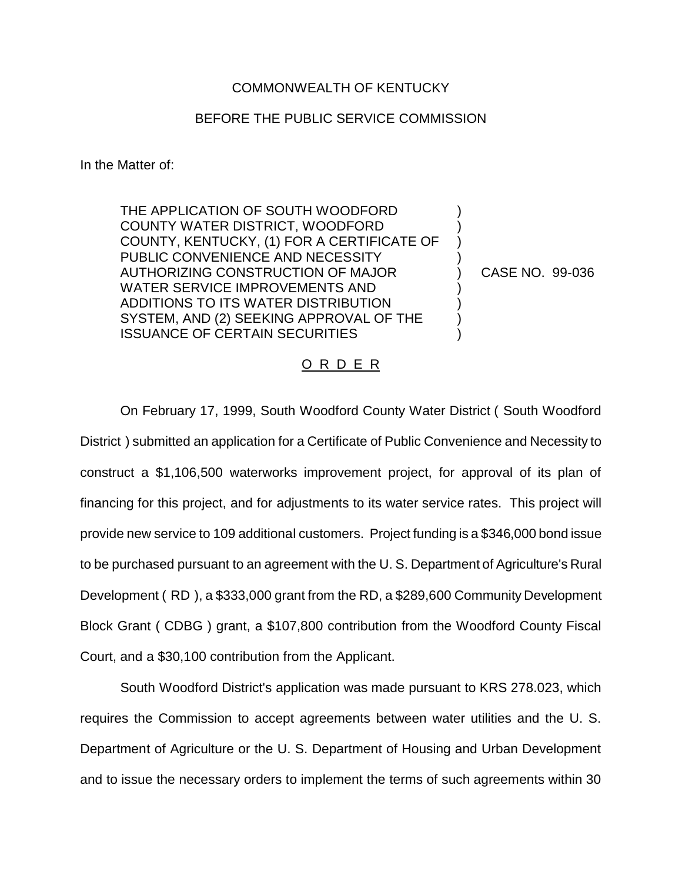COMMONWEALTH OF KENTUCKY

BEFORE THE PUBLIC SERVICE COMMISSION

In the Matter of:

THE APPLICATION OF SOUTH WOODFORD COUNTY WATER DISTRICT, WOODFORD COUNTY, KENTUCKY, (1) FOR A CERTIFICATE OF PUBLIC CONVENIENCE AND NECESSITY AUTHORIZING CONSTRUCTION OF MAJOR WATER SERVICE IMPROVEMENTS AND ADDITIONS TO ITS WATER DISTRIBUTION SYSTEM, AND (2) SEEKING APPROVAL OF THE ISSUANCE OF CERTAIN SECURITIES

) CASE NO. 99-036

O R D E R

On February 17, 1999, South Woodford County Water District ( South Woodford District ) submitted an application for a Certificate of Public Convenience and Necessity to construct a $1,106,500 waterworks improvement project, for approval of its plan of financing for this project, and for adjustments to its water service rates. This project will provide new service to 109 additional customers. Project funding is a $346,000 bond issue to be purchased pursuant to an agreement with the U. S. Department of Agriculture's Rural Development ( RD ), a $333,000 grant from the RD, a $289,600 Community Development Block Grant ( CDBG ) grant, a $107,800 contribution from the Woodford County Fiscal Court, and a $30,100 contribution from the Applicant.

South Woodford District's application was made pursuant to KRS 278.023, which requires the Commission to accept agreements between water utilities and the U. S. Department of Agriculture or the U. S. Department of Housing and Urban Development and to issue the necessary orders to implement the terms of such agreements within 30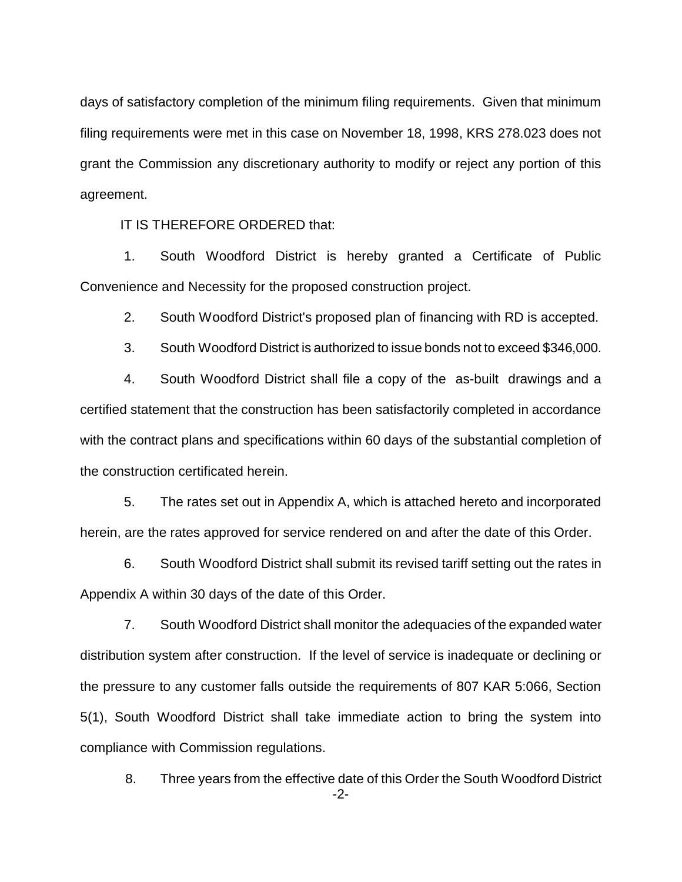days of satisfactory completion of the minimum filing requirements. Given that minimum filing requirements were met in this case on November 18, 1998, KRS 278.023 does not grant the Commission any discretionary authority to modify or reject any portion of this agreement.

IT IS THEREFORE ORDERED that:

1. South Woodford District is hereby granted a Certificate of Public Convenience and Necessity for the proposed construction project.

2. South Woodford District's proposed plan of financing with RD is accepted.

3. South Woodford District is authorized to issue bonds not to exceed $346,000.

4. South Woodford District shall file a copy of the as-built drawings and a certified statement that the construction has been satisfactorily completed in accordance with the contract plans and specifications within 60 days of the substantial completion of the construction certificated herein.

5. The rates set out in Appendix A, which is attached hereto and incorporated herein, are the rates approved for service rendered on and after the date of this Order.

6. South Woodford District shall submit its revised tariff setting out the rates in Appendix A within 30 days of the date of this Order.

7. South Woodford District shall monitor the adequacies of the expanded water distribution system after construction. If the level of service is inadequate or declining or the pressure to any customer falls outside the requirements of 807 KAR 5:066, Section 5(1), South Woodford District shall take immediate action to bring the system into compliance with Commission regulations.

8. Three years from the effective date of this Order the South Woodford District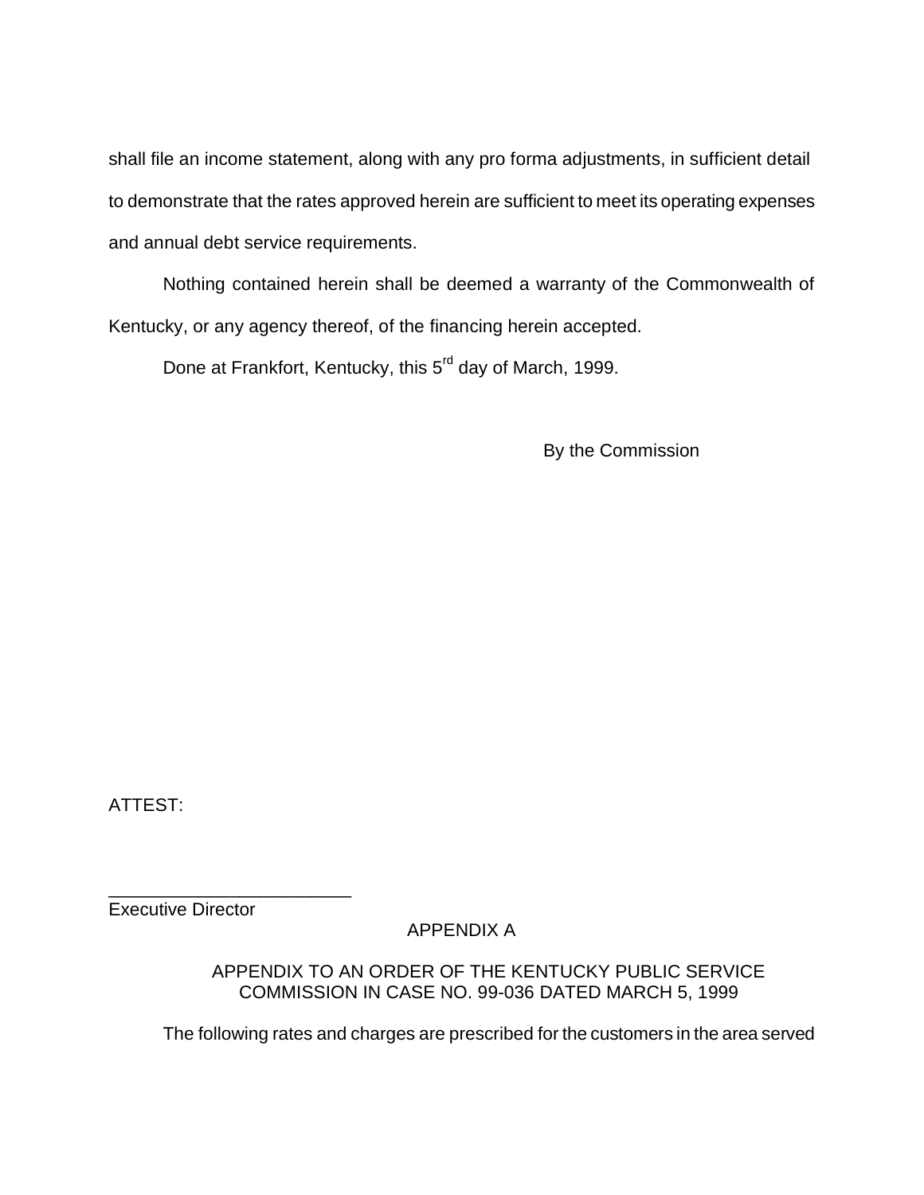shall file an income statement, along with any pro forma adjustments, in sufficient detail to demonstrate that the rates approved herein are sufficient to meet its operating expenses and annual debt service requirements.

Nothing contained herein shall be deemed a warranty of the Commonwealth of Kentucky, or any agency thereof, of the financing herein accepted.

Done at Frankfort, Kentucky, this 5rd day of March, 1999.

By the Commission

ATTEST:

_________________________
Executive Director

APPENDIX A

APPENDIX TO AN ORDER OF THE KENTUCKY PUBLIC SERVICE COMMISSION IN CASE NO. 99-036 DATED MARCH 5, 1999

The following rates and charges are prescribed for the customers in the area served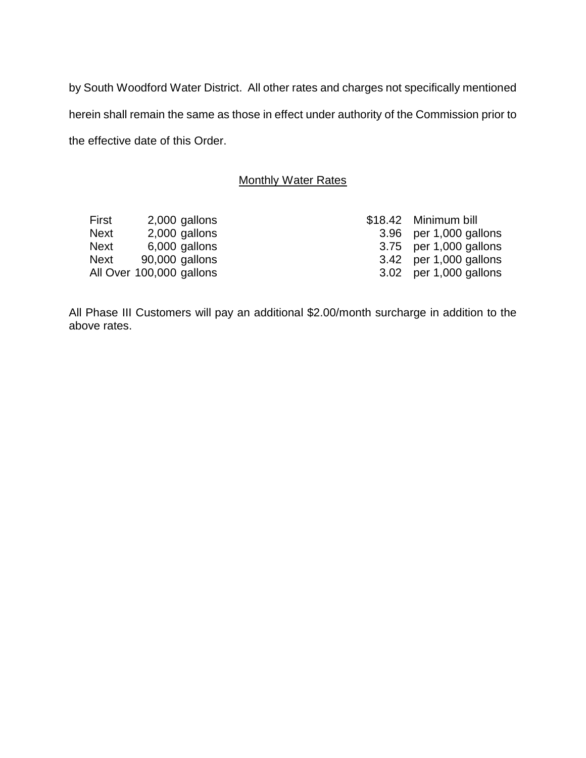by South Woodford Water District. All other rates and charges not specifically mentioned herein shall remain the same as those in effect under authority of the Commission prior to the effective date of this Order.

## Monthly Water Rates

| | | | |
|---|---|---|---|
| First | 2,000 gallons | $18.42 | Minimum bill |
| Next | 2,000 gallons | 3.96 | per 1,000 gallons |
| Next | 6,000 gallons | 3.75 | per 1,000 gallons |
| Next | 90,000 gallons | 3.42 | per 1,000 gallons |
| All Over | 100,000 gallons | 3.02 | per 1,000 gallons |

All Phase III Customers will pay an additional $2.00/month surcharge in addition to the above rates.